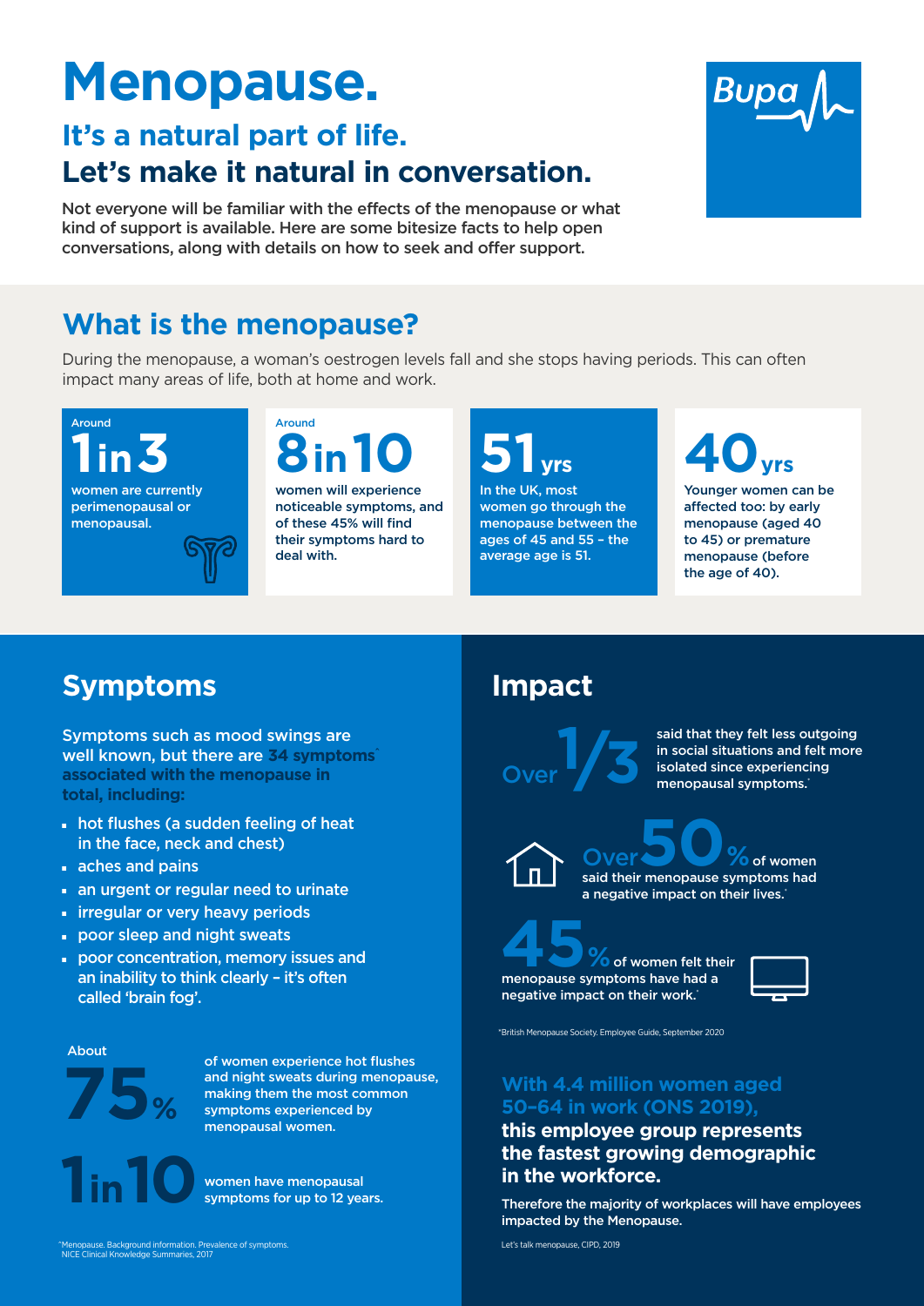# Menopause.

## It's a natural part of life.

## Let's make it natural in conversation.

Not everyone will be familiar with the effects of the menopause or what kind of support is available. Here are some bitesize facts to help open conversations, along with details on how to seek and offer support.

Bupa

## What is the menopause?

During the menopause, a woman's oestrogen levels fall and she stops having periods. This can often impact many areas of life, both at home and work.

Around **1 in 3** women are currently perimenopausal or menopausal.

Around **8 in 10** women will experience noticeable symptoms, and of these 45% will find their symptoms hard to deal with.

**51 yrs** In the UK, most women go through the menopause between the ages of 45 and 55 – the average age is 51.

**40 yrs** Younger women can be affected too: by early menopause (aged 40 to 45) or premature menopause (before the age of 40).

## Symptoms

Symptoms such as mood swings are well known, but there are 34 symptoms* associated with the menopause in total, including:

- hot flushes (a sudden feeling of heat in the face, neck and chest)
- aches and pains
- an urgent or regular need to urinate
- irregular or very heavy periods
- poor sleep and night sweats
- poor concentration, memory issues and an inability to think clearly – it's often called 'brain fog'.

About **75%** of women experience hot flushes and night sweats during menopause, making them the most common symptoms experienced by menopausal women.

**1 in 10** women have menopausal symptoms for up to 12 years.

*Menopause. Background information. Prevalence of symptoms. NICE Clinical Knowledge Summaries, 2017

## Impact

**Over 1/3** said that they felt less outgoing in social situations and felt more isolated since experiencing menopausal symptoms.*

**Over 50%** of women said their menopause symptoms had a negative impact on their lives.*

**45%** of women felt their menopause symptoms have had a negative impact on their work.*

*British Menopause Society. Employee Guide, September 2020

**With 4.4 million women aged 50-64 in work (ONS 2019), this employee group represents the fastest growing demographic in the workforce.**

Therefore the majority of workplaces will have employees impacted by the Menopause.

Let's talk menopause, CIPD, 2019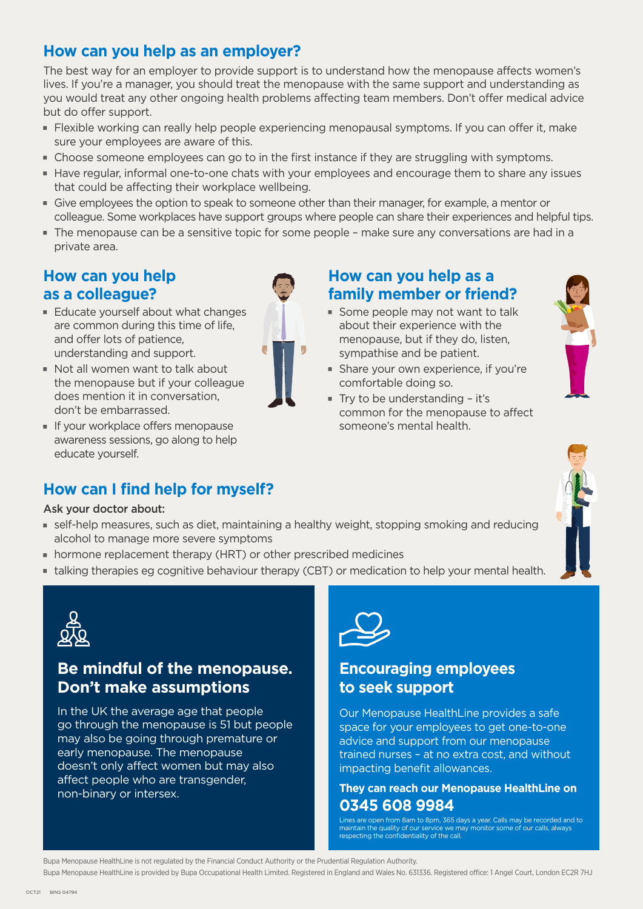## How can you help as an employer?

The best way for an employer to provide support is to understand how the menopause affects women's lives. If you're a manager, you should treat the menopause with the same support and understanding as you would treat any other ongoing health problems affecting team members. Don't offer medical advice but do offer support.

- Flexible working can really help people experiencing menopausal symptoms. If you can offer it, make sure your employees are aware of this.
- Choose someone employees can go to in the first instance if they are struggling with symptoms.
- Have regular, informal one-to-one chats with your employees and encourage them to share any issues that could be affecting their workplace wellbeing.
- Give employees the option to speak to someone other than their manager, for example, a mentor or colleague. Some workplaces have support groups where people can share their experiences and helpful tips.
- The menopause can be a sensitive topic for some people – make sure any conversations are had in a private area.

## How can you help as a colleague?

- Educate yourself about what changes are common during this time of life, and offer lots of patience, understanding and support.
- Not all women want to talk about the menopause but if your colleague does mention it in conversation, don't be embarrassed.
- If your workplace offers menopause awareness sessions, go along to help educate yourself.

## How can you help as a family member or friend?

- Some people may not want to talk about their experience with the menopause, but if they do, listen, sympathise and be patient.
- Share your own experience, if you're comfortable doing so.
- Try to be understanding – it's common for the menopause to affect someone's mental health.

## How can I find help for myself?

Ask your doctor about:

- self-help measures, such as diet, maintaining a healthy weight, stopping smoking and reducing alcohol to manage more severe symptoms
- hormone replacement therapy (HRT) or other prescribed medicines
- talking therapies eg cognitive behaviour therapy (CBT) or medication to help your mental health.

## Be mindful of the menopause. Don't make assumptions

In the UK the average age that people go through the menopause is 51 but people may also be going through premature or early menopause. The menopause doesn't only affect women but may also affect people who are transgender, non-binary or intersex.

## Encouraging employees to seek support

Our Menopause HealthLine provides a safe space for your employees to get one-to-one advice and support from our menopause trained nurses – at no extra cost, and without impacting benefit allowances.

**They can reach our Menopause HealthLine on**

**0345 608 9984**

Lines are open from 8am to 8pm, 365 days a year. Calls may be recorded and to maintain the quality of our service we may monitor some of our calls, always respecting the confidentiality of the call.

Bupa Menopause HealthLine is not regulated by the Financial Conduct Authority or the Prudential Regulation Authority.

Bupa Menopause HealthLine is provided by Bupa Occupational Health Limited. Registered in England and Wales No. 631336. Registered office: 1 Angel Court, London EC2R 7HJ

OCT21 BINS 04794